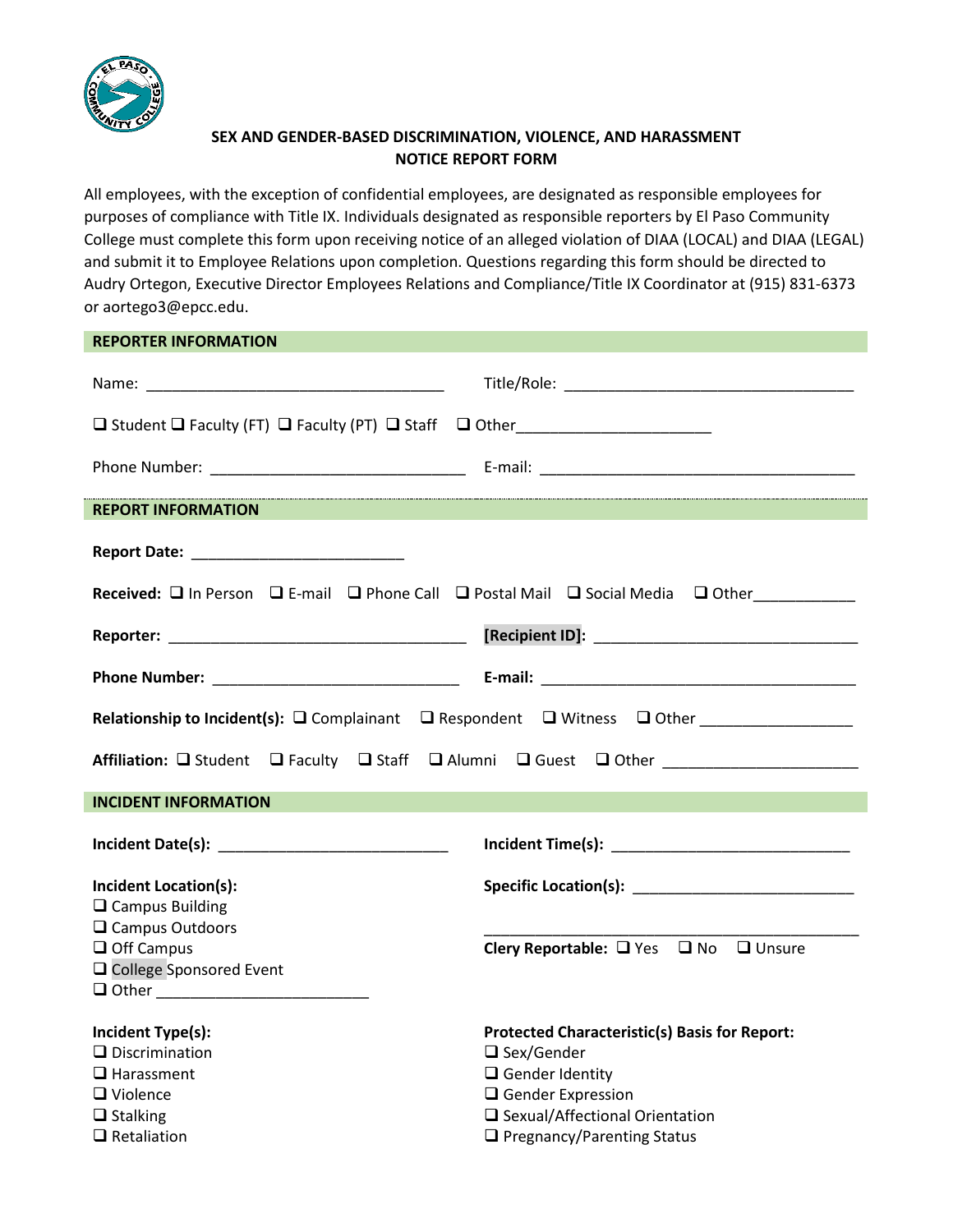# SEX AND GENDER-BASED DISCRIMINATION, VIOLENCE, AND HARASSMENT NOTICE REPORT FORM

All employees, with the exception of confidential employees, are designated as responsible employees for purposes of compliance with Title IX. Individuals designated as responsible reporters by El Paso Community College must complete this form upon receiving notice of an alleged violation of DIAA (LOCAL) and DIAA (LEGAL) and submit it to Employee Relations upon completion. Questions regarding this form should be directed to Audry Ortegon, Executive Director Employees Relations and Compliance/Title IX Coordinator at (915) 831-6373 or aortego3@epcc.edu.

## REPORTER INFORMATION

Name: ___________________________________ Title/Role: ___________________________________

❑ Student ❑ Faculty (FT) ❑ Faculty (PT) ❑ Staff ❑ Other______________________

Phone Number: _____________________________ E-mail: _____________________________________

## REPORT INFORMATION

**Report Date:** ________________________

**Received:** ❑ In Person ❑ E-mail ❑ Phone Call ❑ Postal Mail ❑ Social Media ❑ Other___________

**Reporter:** ___________________________________ **[Recipient ID]:** _______________________________

**Phone Number:** _____________________________ **E-mail:** _____________________________________

**Relationship to Incident(s):** ❑ Complainant ❑ Respondent ❑ Witness ❑ Other _________________

**Affiliation:** ❑ Student ❑ Faculty ❑ Staff ❑ Alumni ❑ Guest ❑ Other _____________________

## INCIDENT INFORMATION

**Incident Date(s):** ___________________________ **Incident Time(s):** ____________________________

**Incident Location(s):**
- ❑ Campus Building
- ❑ Campus Outdoors
- ❑ Off Campus
- ❑ College Sponsored Event
- ❑ Other ________________________

**Specific Location(s):** __________________________

_____________________________________________

**Clery Reportable:** ❑ Yes ❑ No ❑ Unsure

**Incident Type(s):**
- ❑ Discrimination
- ❑ Harassment
- ❑ Violence
- ❑ Stalking
- ❑ Retaliation

**Protected Characteristic(s) Basis for Report:**
- ❑ Sex/Gender
- ❑ Gender Identity
- ❑ Gender Expression
- ❑ Sexual/Affectional Orientation
- ❑ Pregnancy/Parenting Status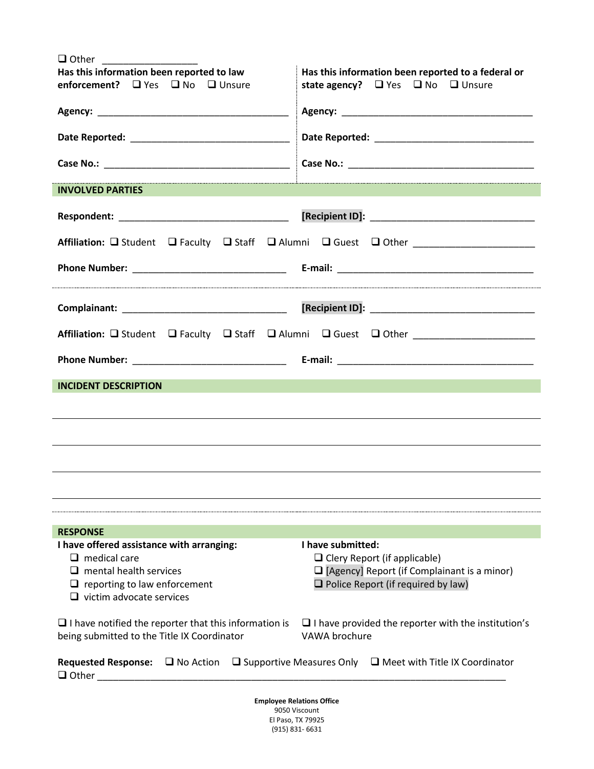❑ Other ___________________

**Has this information been reported to law enforcement?** ❑ Yes ❑ No ❑ Unsure

**Agency:** ____________________________________

**Date Reported:** ______________________________

**Case No.:** __________________________________

**Has this information been reported to a federal or state agency?** ❑ Yes ❑ No ❑ Unsure

**Agency:** ____________________________________

**Date Reported:** ______________________________

**Case No.:** __________________________________

## INVOLVED PARTIES

**Respondent:** ________________________________ **[Recipient ID]:** ______________________________

**Affiliation:** ❑ Student ❑ Faculty ❑ Staff ❑ Alumni ❑ Guest ❑ Other ______________________

**Phone Number:** _____________________________ **E-mail:** _____________________________________

**Complainant:** ______________________________ **[Recipient ID]:** ______________________________

**Affiliation:** ❑ Student ❑ Faculty ❑ Staff ❑ Alumni ❑ Guest ❑ Other ______________________

**Phone Number:** _____________________________ **E-mail:** _____________________________________

## INCIDENT DESCRIPTION

______________________________________________________________________________

______________________________________________________________________________

______________________________________________________________________________

______________________________________________________________________________

## RESPONSE

**I have offered assistance with arranging:**

- ❑ medical care
- ❑ mental health services
- ❑ reporting to law enforcement
- ❑ victim advocate services

**I have submitted:**

- ❑ Clery Report (if applicable)
- ❑ [Agency] Report (if Complainant is a minor)
- ❑ Police Report (if required by law)

❑ I have notified the reporter that this information is being submitted to the Title IX Coordinator

❑ I have provided the reporter with the institution's VAWA brochure

**Requested Response:** ❑ No Action ❑ Supportive Measures Only ❑ Meet with Title IX Coordinator
❑ Other ______________________________________________________________________________

**Employee Relations Office**
9050 Viscount
El Paso, TX 79925
(915) 831- 6631